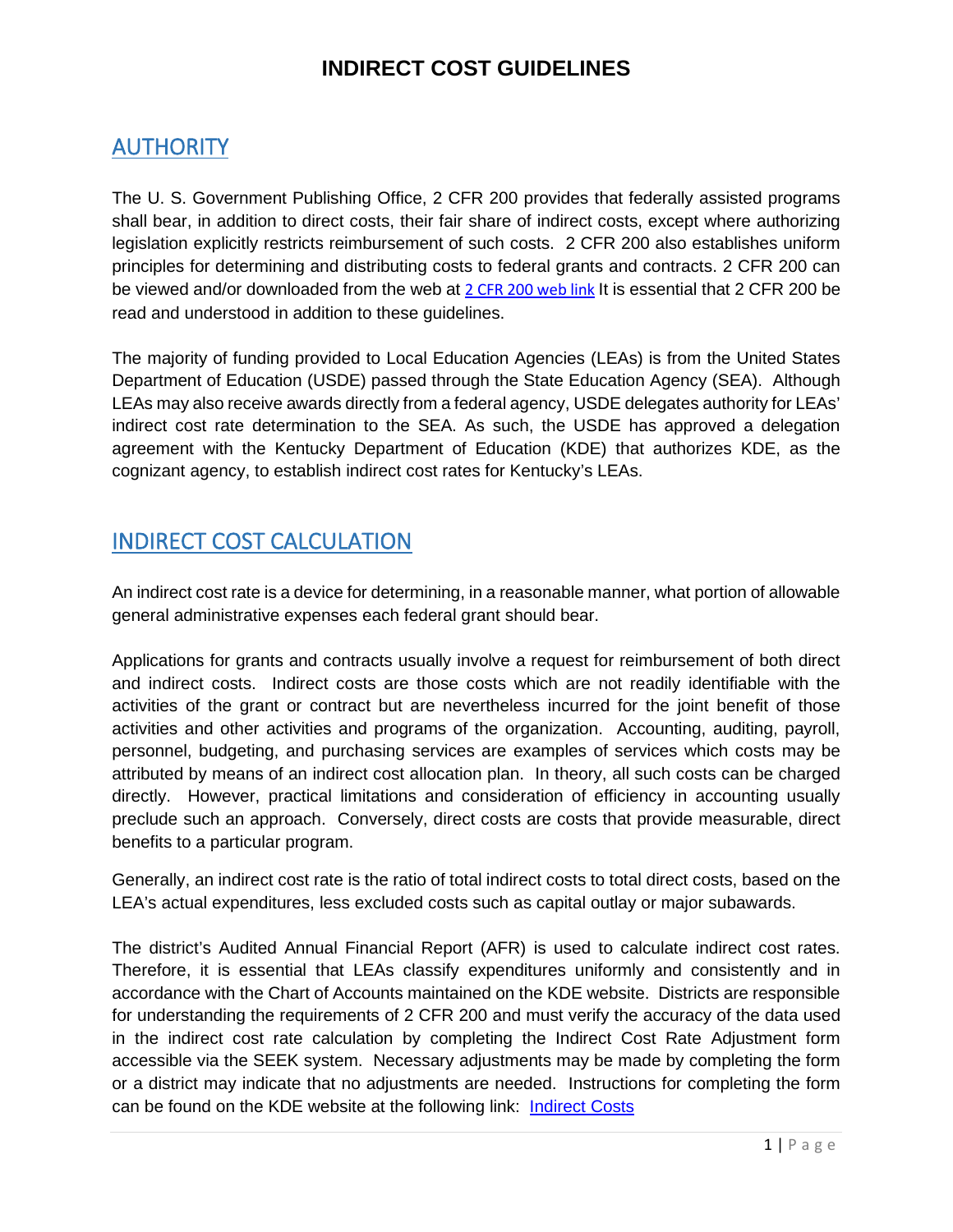# INDIRECT COST GUIDELINES

## AUTHORITY

The U. S. Government Publishing Office, 2 CFR 200 provides that federally assisted programs shall bear, in addition to direct costs, their fair share of indirect costs, except where authorizing legislation explicitly restricts reimbursement of such costs. 2 CFR 200 also establishes uniform principles for determining and distributing costs to federal grants and contracts. 2 CFR 200 can be viewed and/or downloaded from the web at 2 CFR 200 web link It is essential that 2 CFR 200 be read and understood in addition to these guidelines.

The majority of funding provided to Local Education Agencies (LEAs) is from the United States Department of Education (USDE) passed through the State Education Agency (SEA). Although LEAs may also receive awards directly from a federal agency, USDE delegates authority for LEAs' indirect cost rate determination to the SEA. As such, the USDE has approved a delegation agreement with the Kentucky Department of Education (KDE) that authorizes KDE, as the cognizant agency, to establish indirect cost rates for Kentucky's LEAs.

## INDIRECT COST CALCULATION

An indirect cost rate is a device for determining, in a reasonable manner, what portion of allowable general administrative expenses each federal grant should bear.

Applications for grants and contracts usually involve a request for reimbursement of both direct and indirect costs. Indirect costs are those costs which are not readily identifiable with the activities of the grant or contract but are nevertheless incurred for the joint benefit of those activities and other activities and programs of the organization. Accounting, auditing, payroll, personnel, budgeting, and purchasing services are examples of services which costs may be attributed by means of an indirect cost allocation plan. In theory, all such costs can be charged directly. However, practical limitations and consideration of efficiency in accounting usually preclude such an approach. Conversely, direct costs are costs that provide measurable, direct benefits to a particular program.

Generally, an indirect cost rate is the ratio of total indirect costs to total direct costs, based on the LEA's actual expenditures, less excluded costs such as capital outlay or major subawards.

The district's Audited Annual Financial Report (AFR) is used to calculate indirect cost rates. Therefore, it is essential that LEAs classify expenditures uniformly and consistently and in accordance with the Chart of Accounts maintained on the KDE website. Districts are responsible for understanding the requirements of 2 CFR 200 and must verify the accuracy of the data used in the indirect cost rate calculation by completing the Indirect Cost Rate Adjustment form accessible via the SEEK system. Necessary adjustments may be made by completing the form or a district may indicate that no adjustments are needed. Instructions for completing the form can be found on the KDE website at the following link: Indirect Costs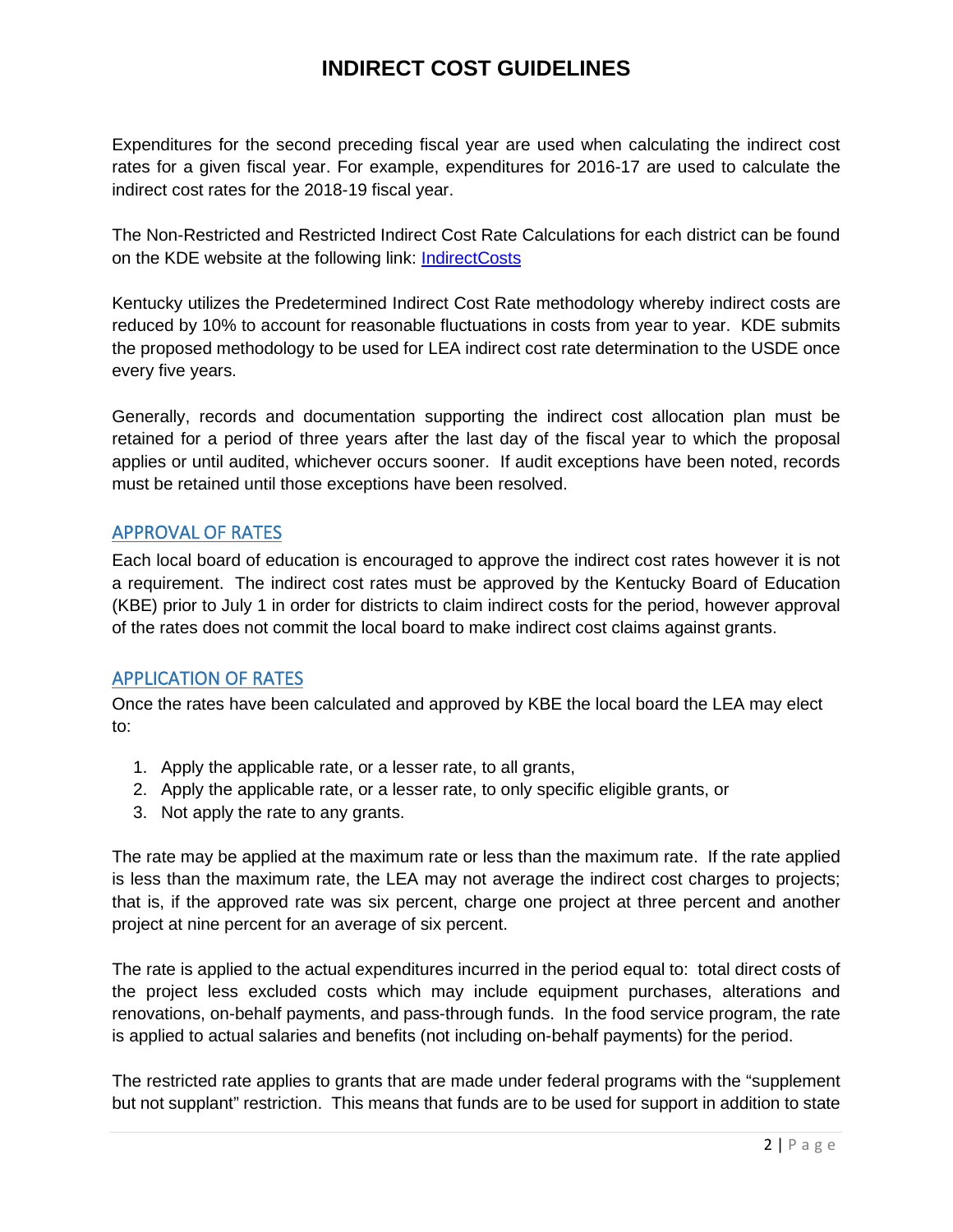# INDIRECT COST GUIDELINES

Expenditures for the second preceding fiscal year are used when calculating the indirect cost rates for a given fiscal year. For example, expenditures for 2016-17 are used to calculate the indirect cost rates for the 2018-19 fiscal year.

The Non-Restricted and Restricted Indirect Cost Rate Calculations for each district can be found on the KDE website at the following link: [IndirectCosts]()

Kentucky utilizes the Predetermined Indirect Cost Rate methodology whereby indirect costs are reduced by 10% to account for reasonable fluctuations in costs from year to year. KDE submits the proposed methodology to be used for LEA indirect cost rate determination to the USDE once every five years.

Generally, records and documentation supporting the indirect cost allocation plan must be retained for a period of three years after the last day of the fiscal year to which the proposal applies or until audited, whichever occurs sooner. If audit exceptions have been noted, records must be retained until those exceptions have been resolved.

## APPROVAL OF RATES

Each local board of education is encouraged to approve the indirect cost rates however it is not a requirement. The indirect cost rates must be approved by the Kentucky Board of Education (KBE) prior to July 1 in order for districts to claim indirect costs for the period, however approval of the rates does not commit the local board to make indirect cost claims against grants.

## APPLICATION OF RATES

Once the rates have been calculated and approved by KBE the local board the LEA may elect to:

1. Apply the applicable rate, or a lesser rate, to all grants,
2. Apply the applicable rate, or a lesser rate, to only specific eligible grants, or
3. Not apply the rate to any grants.

The rate may be applied at the maximum rate or less than the maximum rate. If the rate applied is less than the maximum rate, the LEA may not average the indirect cost charges to projects; that is, if the approved rate was six percent, charge one project at three percent and another project at nine percent for an average of six percent.

The rate is applied to the actual expenditures incurred in the period equal to: total direct costs of the project less excluded costs which may include equipment purchases, alterations and renovations, on-behalf payments, and pass-through funds. In the food service program, the rate is applied to actual salaries and benefits (not including on-behalf payments) for the period.

The restricted rate applies to grants that are made under federal programs with the "supplement but not supplant" restriction. This means that funds are to be used for support in addition to state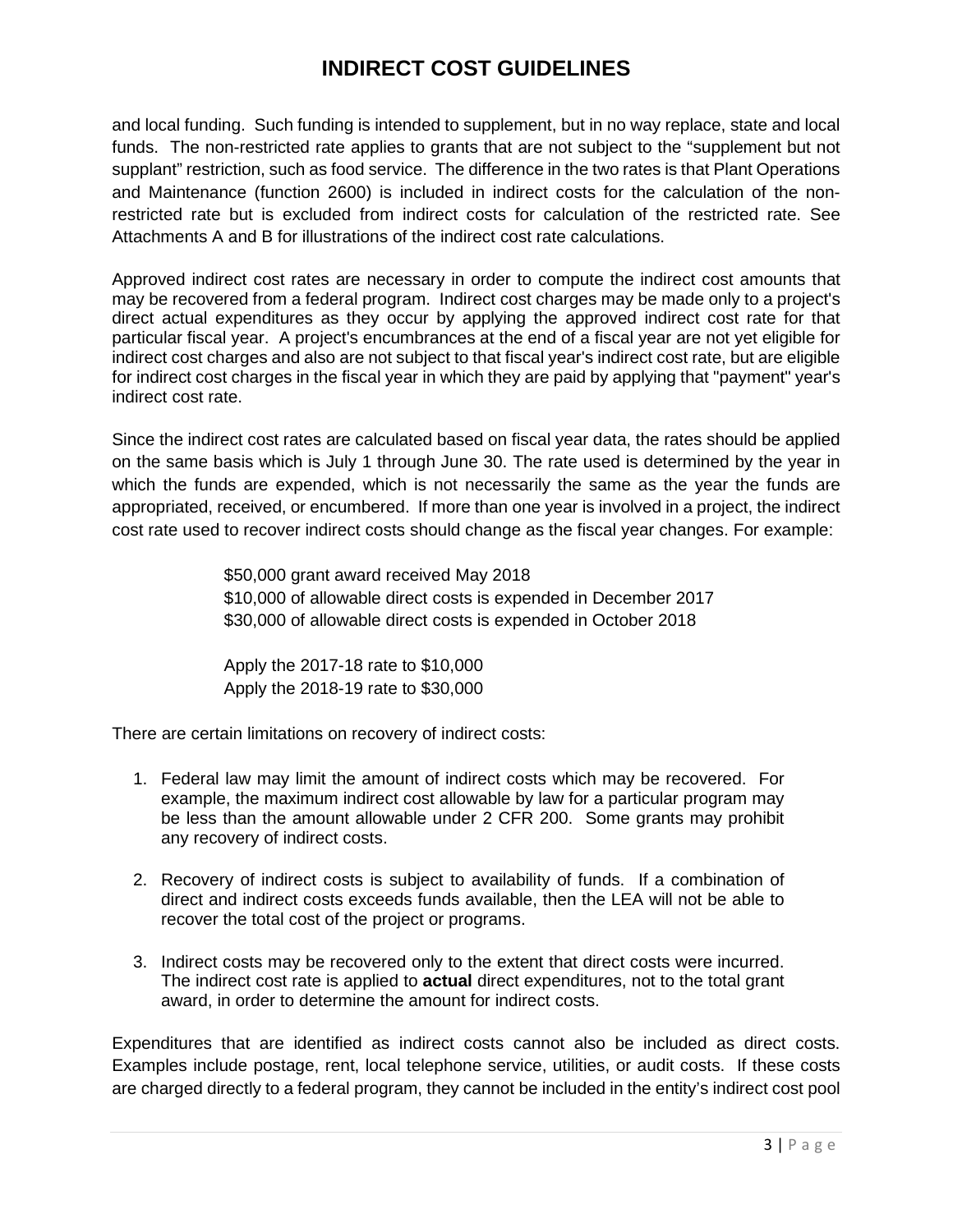and local funding. Such funding is intended to supplement, but in no way replace, state and local funds. The non-restricted rate applies to grants that are not subject to the "supplement but not supplant" restriction, such as food service. The difference in the two rates is that Plant Operations and Maintenance (function 2600) is included in indirect costs for the calculation of the non-restricted rate but is excluded from indirect costs for calculation of the restricted rate. See Attachments A and B for illustrations of the indirect cost rate calculations.

Approved indirect cost rates are necessary in order to compute the indirect cost amounts that may be recovered from a federal program. Indirect cost charges may be made only to a project's direct actual expenditures as they occur by applying the approved indirect cost rate for that particular fiscal year. A project's encumbrances at the end of a fiscal year are not yet eligible for indirect cost charges and also are not subject to that fiscal year's indirect cost rate, but are eligible for indirect cost charges in the fiscal year in which they are paid by applying that "payment" year's indirect cost rate.

Since the indirect cost rates are calculated based on fiscal year data, the rates should be applied on the same basis which is July 1 through June 30. The rate used is determined by the year in which the funds are expended, which is not necessarily the same as the year the funds are appropriated, received, or encumbered. If more than one year is involved in a project, the indirect cost rate used to recover indirect costs should change as the fiscal year changes. For example:

> $50,000 grant award received May 2018
> $10,000 of allowable direct costs is expended in December 2017
> $30,000 of allowable direct costs is expended in October 2018
>
> Apply the 2017-18 rate to $10,000
> Apply the 2018-19 rate to $30,000

There are certain limitations on recovery of indirect costs:

1. Federal law may limit the amount of indirect costs which may be recovered. For example, the maximum indirect cost allowable by law for a particular program may be less than the amount allowable under 2 CFR 200. Some grants may prohibit any recovery of indirect costs.

2. Recovery of indirect costs is subject to availability of funds. If a combination of direct and indirect costs exceeds funds available, then the LEA will not be able to recover the total cost of the project or programs.

3. Indirect costs may be recovered only to the extent that direct costs were incurred. The indirect cost rate is applied to **actual** direct expenditures, not to the total grant award, in order to determine the amount for indirect costs.

Expenditures that are identified as indirect costs cannot also be included as direct costs. Examples include postage, rent, local telephone service, utilities, or audit costs. If these costs are charged directly to a federal program, they cannot be included in the entity's indirect cost pool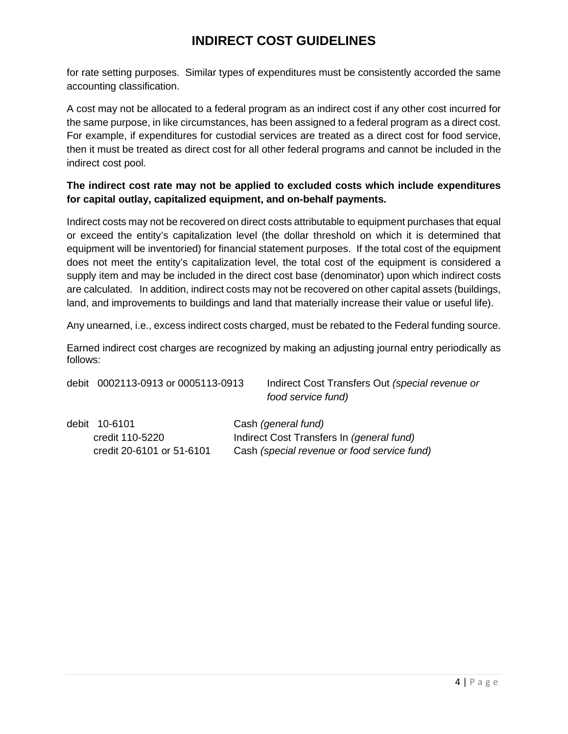for rate setting purposes. Similar types of expenditures must be consistently accorded the same accounting classification.

A cost may not be allocated to a federal program as an indirect cost if any other cost incurred for the same purpose, in like circumstances, has been assigned to a federal program as a direct cost. For example, if expenditures for custodial services are treated as a direct cost for food service, then it must be treated as direct cost for all other federal programs and cannot be included in the indirect cost pool.

**The indirect cost rate may not be applied to excluded costs which include expenditures for capital outlay, capitalized equipment, and on-behalf payments.**

Indirect costs may not be recovered on direct costs attributable to equipment purchases that equal or exceed the entity's capitalization level (the dollar threshold on which it is determined that equipment will be inventoried) for financial statement purposes. If the total cost of the equipment does not meet the entity's capitalization level, the total cost of the equipment is considered a supply item and may be included in the direct cost base (denominator) upon which indirect costs are calculated. In addition, indirect costs may not be recovered on other capital assets (buildings, land, and improvements to buildings and land that materially increase their value or useful life).

Any unearned, i.e., excess indirect costs charged, must be rebated to the Federal funding source.

Earned indirect cost charges are recognized by making an adjusting journal entry periodically as follows:

debit 0002113-0913 or 0005113-0913 Indirect Cost Transfers Out *(special revenue or food service fund)*

debit 10-6101 Cash *(general fund)*
credit 110-5220 Indirect Cost Transfers In *(general fund)*
credit 20-6101 or 51-6101 Cash *(special revenue or food service fund)*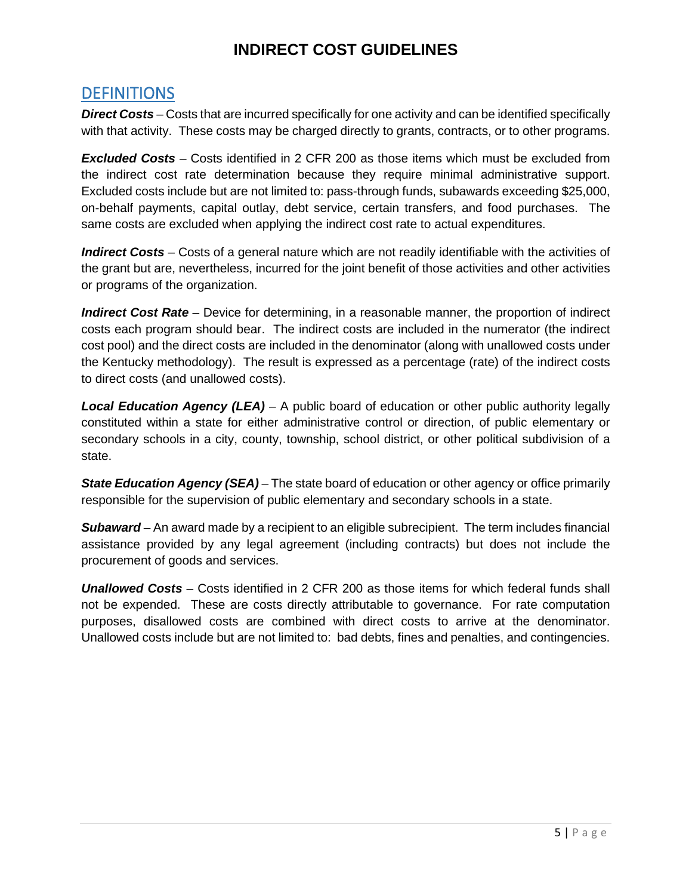# INDIRECT COST GUIDELINES

## DEFINITIONS

***Direct Costs*** – Costs that are incurred specifically for one activity and can be identified specifically with that activity. These costs may be charged directly to grants, contracts, or to other programs.

***Excluded Costs*** – Costs identified in 2 CFR 200 as those items which must be excluded from the indirect cost rate determination because they require minimal administrative support. Excluded costs include but are not limited to: pass-through funds, subawards exceeding $25,000, on-behalf payments, capital outlay, debt service, certain transfers, and food purchases. The same costs are excluded when applying the indirect cost rate to actual expenditures.

***Indirect Costs*** – Costs of a general nature which are not readily identifiable with the activities of the grant but are, nevertheless, incurred for the joint benefit of those activities and other activities or programs of the organization.

***Indirect Cost Rate*** – Device for determining, in a reasonable manner, the proportion of indirect costs each program should bear. The indirect costs are included in the numerator (the indirect cost pool) and the direct costs are included in the denominator (along with unallowed costs under the Kentucky methodology). The result is expressed as a percentage (rate) of the indirect costs to direct costs (and unallowed costs).

***Local Education Agency (LEA)*** – A public board of education or other public authority legally constituted within a state for either administrative control or direction, of public elementary or secondary schools in a city, county, township, school district, or other political subdivision of a state.

***State Education Agency (SEA)*** – The state board of education or other agency or office primarily responsible for the supervision of public elementary and secondary schools in a state.

***Subaward*** – An award made by a recipient to an eligible subrecipient. The term includes financial assistance provided by any legal agreement (including contracts) but does not include the procurement of goods and services.

***Unallowed Costs*** – Costs identified in 2 CFR 200 as those items for which federal funds shall not be expended. These are costs directly attributable to governance. For rate computation purposes, disallowed costs are combined with direct costs to arrive at the denominator. Unallowed costs include but are not limited to: bad debts, fines and penalties, and contingencies.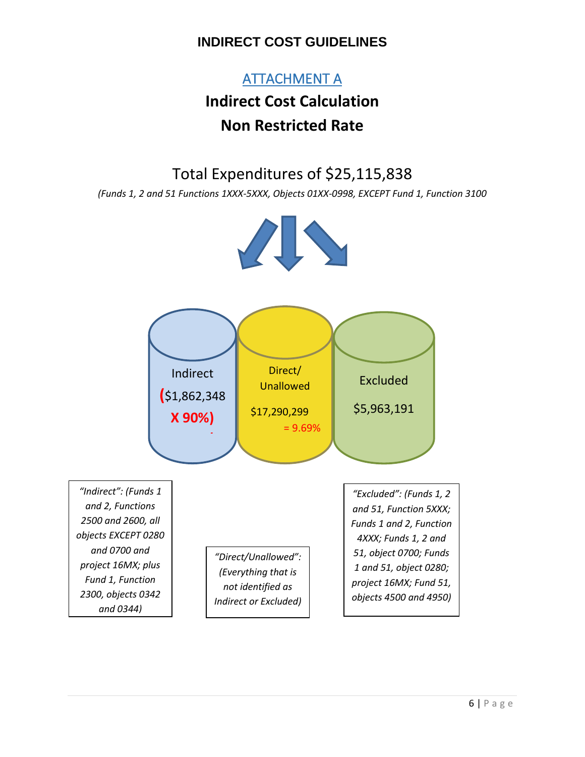# INDIRECT COST GUIDELINES

## ATTACHMENT A

## Indirect Cost Calculation

## Non Restricted Rate

### Total Expenditures of $25,115,838

*(Funds 1, 2 and 51 Functions 1XXX-5XXX, Objects 01XX-0998, EXCEPT Fund 1, Function 3100*

Indirect

**($1,862,348**

**X 90%)**

Direct/

Unallowed

$17,290,299

= 9.69%

Excluded

$5,963,191

*"Indirect": (Funds 1 and 2, Functions 2500 and 2600, all objects EXCEPT 0280 and 0700 and project 16MX; plus Fund 1, Function 2300, objects 0342 and 0344)*

*"Direct/Unallowed": (Everything that is not identified as Indirect or Excluded)*

*"Excluded": (Funds 1, 2 and 51, Function 5XXX; Funds 1 and 2, Function 4XXX; Funds 1, 2 and 51, object 0700; Funds 1 and 51, object 0280; project 16MX; Fund 51, objects 4500 and 4950)*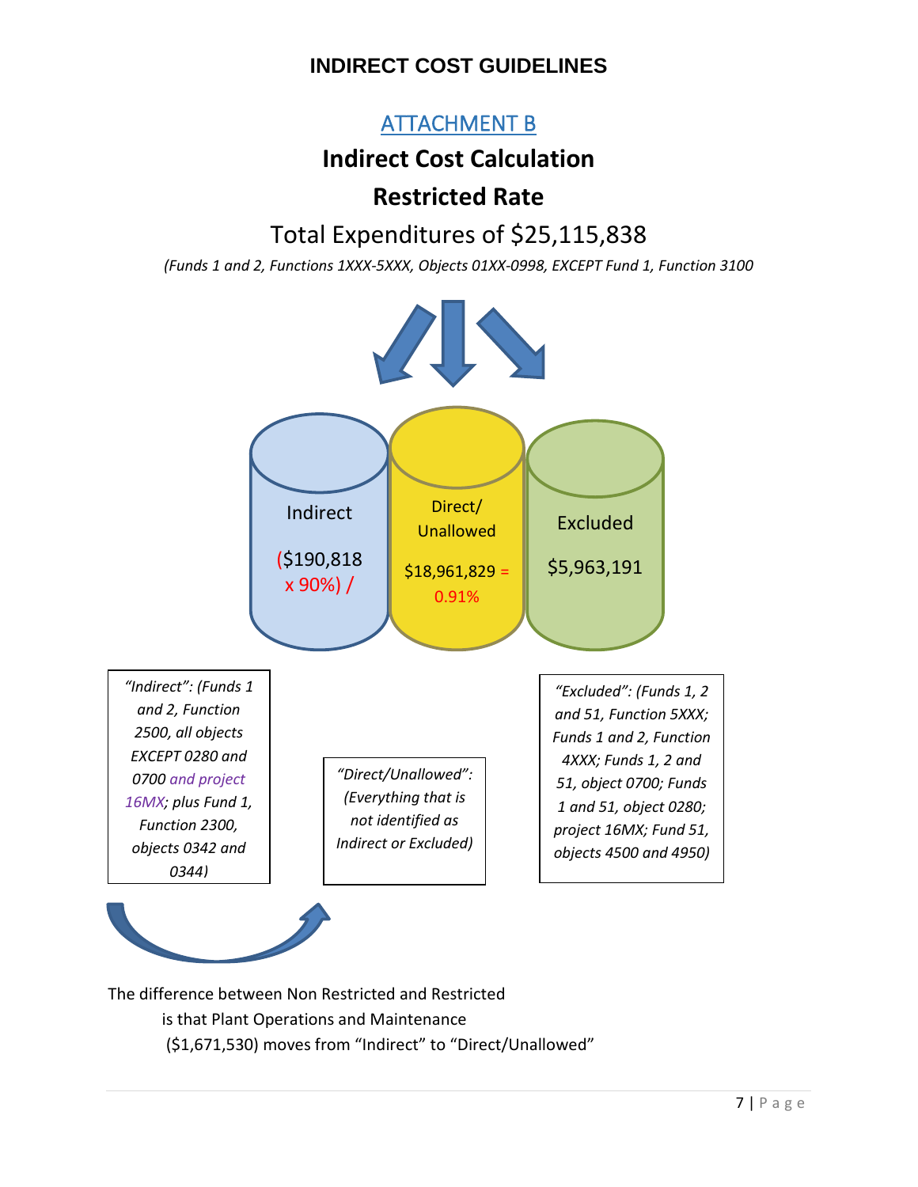## INDIRECT COST GUIDELINES

### ATTACHMENT B

# Indirect Cost Calculation

# Restricted Rate

## Total Expenditures of $25,115,838

*(Funds 1 and 2, Functions 1XXX-5XXX, Objects 01XX-0998, EXCEPT Fund 1, Function 3100*

Indirect

($190,818 x 90%) /

Direct/ Unallowed

$18,961,829 = 0.91%

Excluded

$5,963,191

*"Indirect": (Funds 1 and 2, Function 2500, all objects EXCEPT 0280 and 0700 and project 16MX; plus Fund 1, Function 2300, objects 0342 and 0344)*

*"Direct/Unallowed": (Everything that is not identified as Indirect or Excluded)*

*"Excluded": (Funds 1, 2 and 51, Function 5XXX; Funds 1 and 2, Function 4XXX; Funds 1, 2 and 51, object 0700; Funds 1 and 51, object 0280; project 16MX; Fund 51, objects 4500 and 4950)*

The difference between Non Restricted and Restricted is that Plant Operations and Maintenance ($1,671,530) moves from "Indirect" to "Direct/Unallowed"